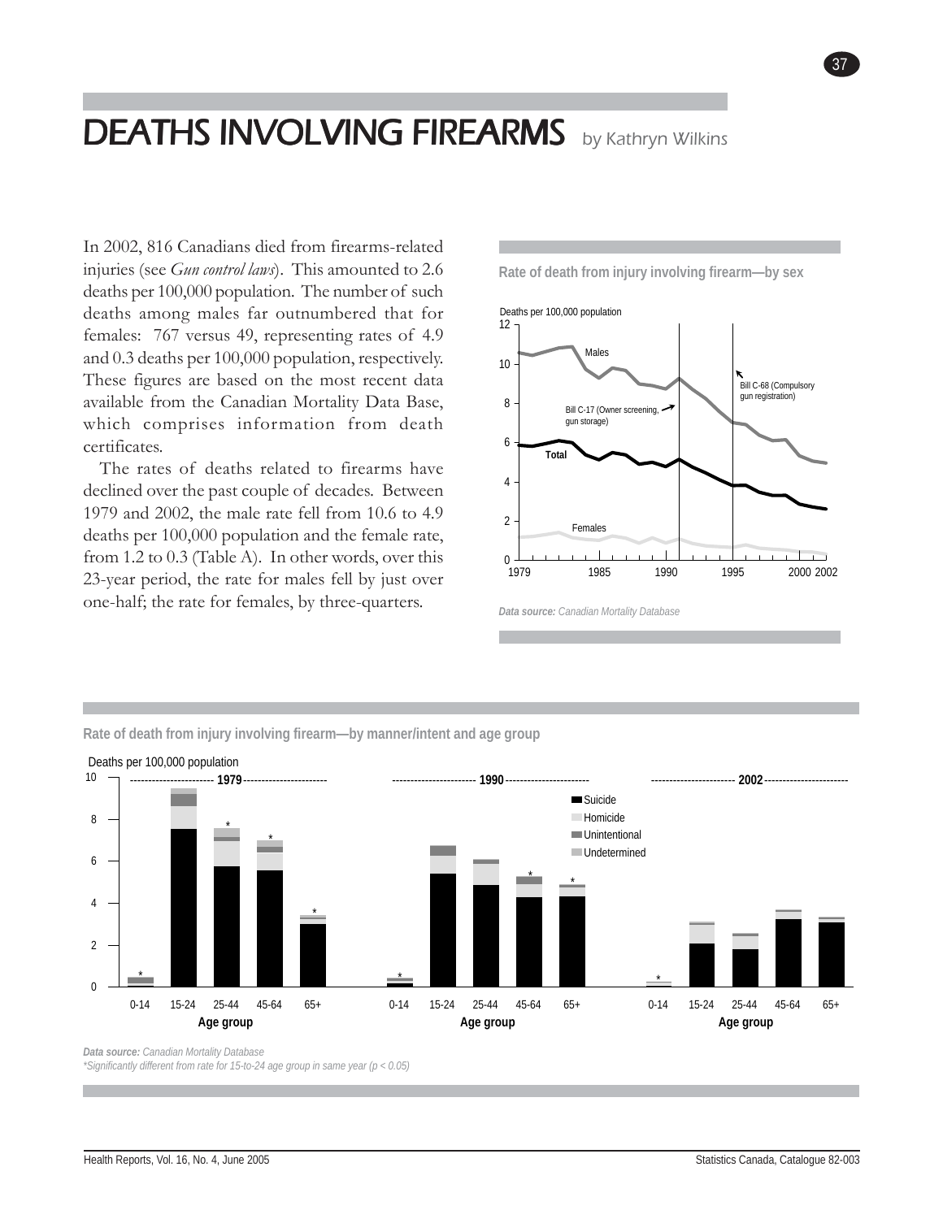# DEATHS INVOLVING FIREARMS by Kathryn Wilkins

In 2002, 816 Canadians died from firearms-related injuries (see *Gun control laws*). This amounted to 2.6 deaths per 100,000 population. The number of such deaths among males far outnumbered that for females: 767 versus 49, representing rates of 4.9 and 0.3 deaths per 100,000 population, respectively. These figures are based on the most recent data available from the Canadian Mortality Data Base, which comprises information from death certificates.

The rates of deaths related to firearms have declined over the past couple of decades. Between 1979 and 2002, the male rate fell from 10.6 to 4.9 deaths per 100,000 population and the female rate, from 1.2 to 0.3 (Table A). In other words, over this 23-year period, the rate for males fell by just over one-half; the rate for females, by three-quarters.

**Rate of death from injury involving firearm—by sex**

*Data source:* Canadian Mortality Database

**Rate of death from injury involving firearm—by manner/intent and age group**

*Data source:* Canadian Mortality Database
*Significantly different from rate for 15-to-24 age group in same year (p < 0.05)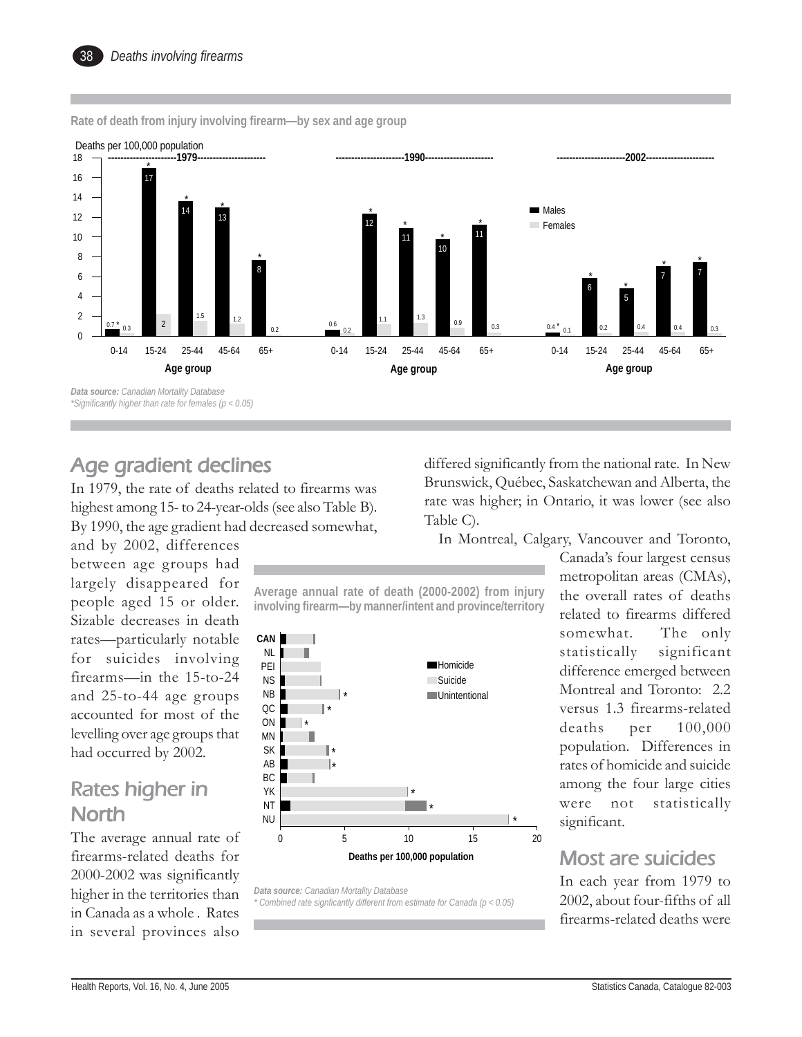**Rate of death from injury involving firearm—by sex and age group**

Deaths per 100,000 population

| Year | Age group | Males | Females |
|---|---|---|---|
| 1979 | 0-14 | 0.7* | 0.3 |
| 1979 | 15-24 | 17* | 2 |
| 1979 | 25-44 | 14* | 1.5 |
| 1979 | 45-64 | 13* | 1.2 |
| 1979 | 65+ | 8* | 0.2 |
| 1990 | 0-14 | 0.6 | 0.2 |
| 1990 | 15-24 | 12* | 1.1 |
| 1990 | 25-44 | 11* | 1.3 |
| 1990 | 45-64 | 10* | 0.9 |
| 1990 | 65+ | 11* | 0.3 |
| 2002 | 0-14 | 0.4* | 0.1 |
| 2002 | 15-24 | 6* | 0.2 |
| 2002 | 25-44 | 5* | 0.4 |
| 2002 | 45-64 | 7* | 0.4 |
| 2002 | 65+ | 7* | 0.3 |

***Data source:*** *Canadian Mortality Database*
*\*Significantly higher than rate for females ($p < 0.05$)*

## Age gradient declines

In 1979, the rate of deaths related to firearms was highest among 15- to 24-year-olds (see also Table B). By 1990, the age gradient had decreased somewhat, and by 2002, differences between age groups had largely disappeared for people aged 15 or older. Sizable decreases in death rates—particularly notable for suicides involving firearms—in the 15-to-24 and 25-to-44 age groups accounted for most of the levelling over age groups that had occurred by 2002.

**Average annual rate of death (2000-2002) from injury involving firearm—by manner/intent and province/territory**

Deaths per 100,000 population (Homicide, Suicide, Unintentional)

| Province/territory | Significantly different |
|---|---|
| CAN | |
| NL | |
| PEI | |
| NS | |
| NB | * |
| QC | * |
| ON | * |
| MN | |
| SK | * |
| AB | * |
| BC | |
| YK | * |
| NT | * |
| NU | * |

***Data source:*** *Canadian Mortality Database*
*\* Combined rate signficantly different from estimate for Canada ($p < 0.05$)*

## Rates higher in North

The average annual rate of firearms-related deaths for 2000-2002 was significantly higher in the territories than in Canada as a whole . Rates in several provinces also differed significantly from the national rate. In New Brunswick, Québec, Saskatchewan and Alberta, the rate was higher; in Ontario, it was lower (see also Table C).

In Montreal, Calgary, Vancouver and Toronto, Canada's four largest census metropolitan areas (CMAs), the overall rates of deaths related to firearms differed somewhat. The only statistically significant difference emerged between Montreal and Toronto: 2.2 versus 1.3 firearms-related deaths per 100,000 population. Differences in rates of homicide and suicide among the four large cities were not statistically significant.

## Most are suicides

In each year from 1979 to 2002, about four-fifths of all firearms-related deaths were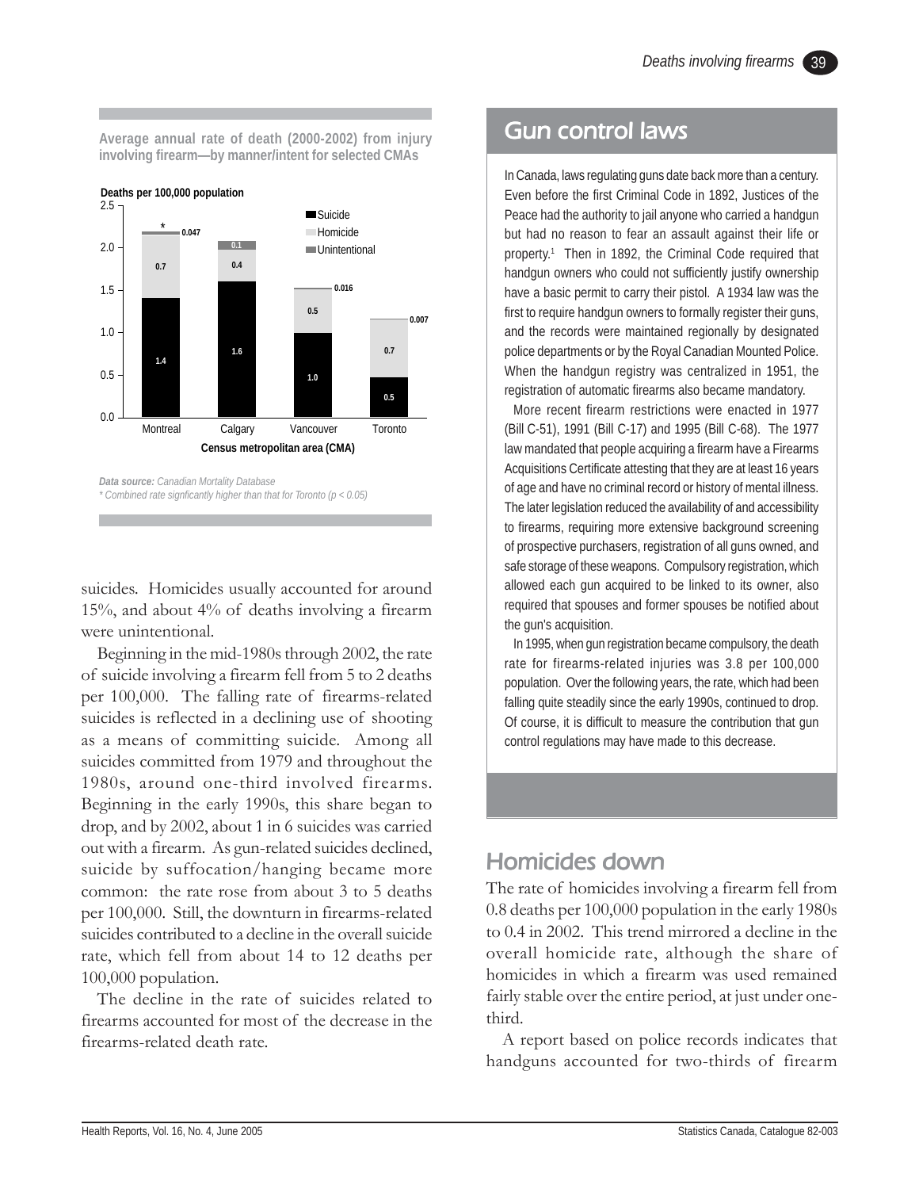Average annual rate of death (2000-2002) from injury involving firearm—by manner/intent for selected CMAs

| Census metropolitan area (CMA) | Suicide | Homicide | Unintentional |
|---|---|---|---|
| Montreal* | 1.4 | 0.7 | 0.047 |
| Calgary | 1.6 | 0.4 | 0.1 |
| Vancouver | 1.0 | 0.5 | 0.016 |
| Toronto | 0.5 | 0.7 | 0.007 |

Deaths per 100,000 population

*Data source:* *Canadian Mortality Database*

\* *Combined rate signficantly higher than that for Toronto ($p < 0.05$)*

suicides. Homicides usually accounted for around 15%, and about 4% of deaths involving a firearm were unintentional.

Beginning in the mid-1980s through 2002, the rate of suicide involving a firearm fell from 5 to 2 deaths per 100,000. The falling rate of firearms-related suicides is reflected in a declining use of shooting as a means of committing suicide. Among all suicides committed from 1979 and throughout the 1980s, around one-third involved firearms. Beginning in the early 1990s, this share began to drop, and by 2002, about 1 in 6 suicides was carried out with a firearm. As gun-related suicides declined, suicide by suffocation/hanging became more common: the rate rose from about 3 to 5 deaths per 100,000. Still, the downturn in firearms-related suicides contributed to a decline in the overall suicide rate, which fell from about 14 to 12 deaths per 100,000 population.

The decline in the rate of suicides related to firearms accounted for most of the decrease in the firearms-related death rate.

## Gun control laws

In Canada, laws regulating guns date back more than a century. Even before the first Criminal Code in 1892, Justices of the Peace had the authority to jail anyone who carried a handgun but had no reason to fear an assault against their life or property.[1] Then in 1892, the Criminal Code required that handgun owners who could not sufficiently justify ownership have a basic permit to carry their pistol. A 1934 law was the first to require handgun owners to formally register their guns, and the records were maintained regionally by designated police departments or by the Royal Canadian Mounted Police. When the handgun registry was centralized in 1951, the registration of automatic firearms also became mandatory.

More recent firearm restrictions were enacted in 1977 (Bill C-51), 1991 (Bill C-17) and 1995 (Bill C-68). The 1977 law mandated that people acquiring a firearm have a Firearms Acquisitions Certificate attesting that they are at least 16 years of age and have no criminal record or history of mental illness. The later legislation reduced the availability of and accessibility to firearms, requiring more extensive background screening of prospective purchasers, registration of all guns owned, and safe storage of these weapons. Compulsory registration, which allowed each gun acquired to be linked to its owner, also required that spouses and former spouses be notified about the gun's acquisition.

In 1995, when gun registration became compulsory, the death rate for firearms-related injuries was 3.8 per 100,000 population. Over the following years, the rate, which had been falling quite steadily since the early 1990s, continued to drop. Of course, it is difficult to measure the contribution that gun control regulations may have made to this decrease.

## Homicides down

The rate of homicides involving a firearm fell from 0.8 deaths per 100,000 population in the early 1980s to 0.4 in 2002. This trend mirrored a decline in the overall homicide rate, although the share of homicides in which a firearm was used remained fairly stable over the entire period, at just under one-third.

A report based on police records indicates that handguns accounted for two-thirds of firearm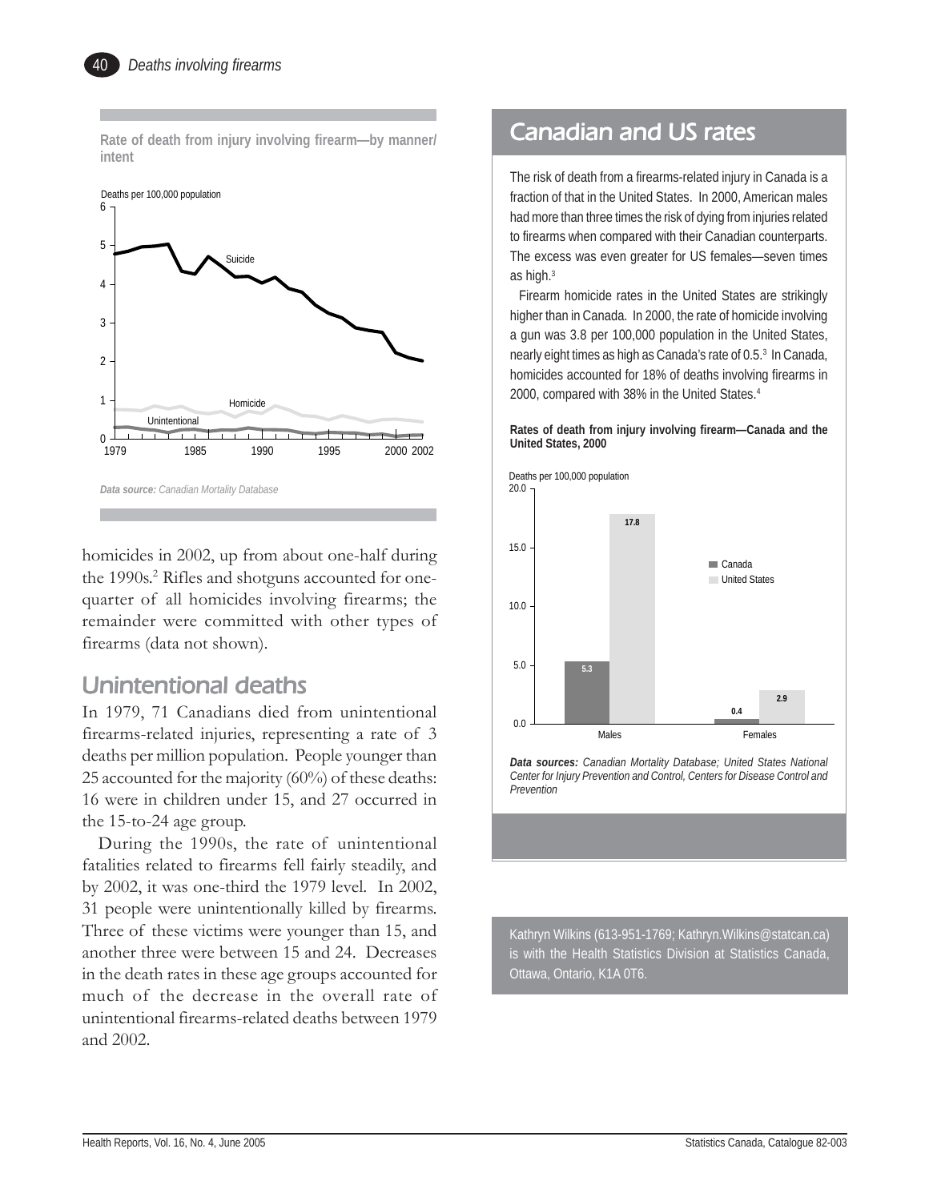**Rate of death from injury involving firearm—by manner/ intent**

*Data source:* *Canadian Mortality Database*

homicides in 2002, up from about one-half during the 1990s.[2] Rifles and shotguns accounted for one-quarter of all homicides involving firearms; the remainder were committed with other types of firearms (data not shown).

## Unintentional deaths

In 1979, 71 Canadians died from unintentional firearms-related injuries, representing a rate of 3 deaths per million population. People younger than 25 accounted for the majority (60%) of these deaths: 16 were in children under 15, and 27 occurred in the 15-to-24 age group.

During the 1990s, the rate of unintentional fatalities related to firearms fell fairly steadily, and by 2002, it was one-third the 1979 level. In 2002, 31 people were unintentionally killed by firearms. Three of these victims were younger than 15, and another three were between 15 and 24. Decreases in the death rates in these age groups accounted for much of the decrease in the overall rate of unintentional firearms-related deaths between 1979 and 2002.

## Canadian and US rates

The risk of death from a firearms-related injury in Canada is a fraction of that in the United States. In 2000, American males had more than three times the risk of dying from injuries related to firearms when compared with their Canadian counterparts. The excess was even greater for US females—seven times as high.[3]

Firearm homicide rates in the United States are strikingly higher than in Canada. In 2000, the rate of homicide involving a gun was 3.8 per 100,000 population in the United States, nearly eight times as high as Canada's rate of 0.5.[3] In Canada, homicides accounted for 18% of deaths involving firearms in 2000, compared with 38% in the United States.[4]

**Rates of death from injury involving firearm—Canada and the United States, 2000**

Deaths per 100,000 population

| | Canada | United States |
|---|---|---|
| Males | 5.3 | 17.8 |
| Females | 0.4 | 2.9 |

*Data sources:* *Canadian Mortality Database; United States National Center for Injury Prevention and Control, Centers for Disease Control and Prevention*

Kathryn Wilkins (613-951-1769; Kathryn.Wilkins@statcan.ca) is with the Health Statistics Division at Statistics Canada, Ottawa, Ontario, K1A 0T6.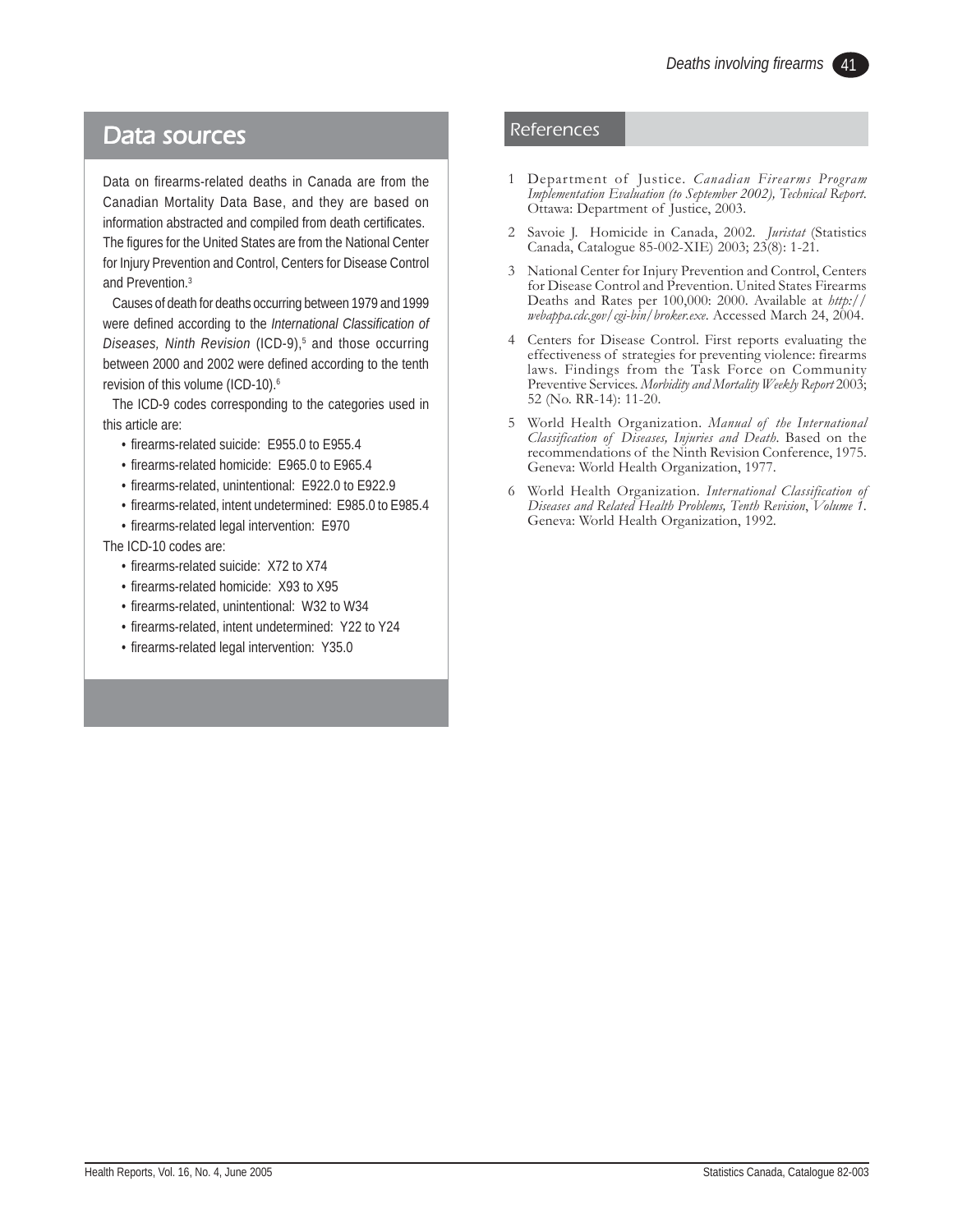## Data sources

Data on firearms-related deaths in Canada are from the Canadian Mortality Data Base, and they are based on information abstracted and compiled from death certificates. The figures for the United States are from the National Center for Injury Prevention and Control, Centers for Disease Control and Prevention.[3]

Causes of death for deaths occurring between 1979 and 1999 were defined according to the *International Classification of Diseases, Ninth Revision* (ICD-9),[5] and those occurring between 2000 and 2002 were defined according to the tenth revision of this volume (ICD-10).[6]

The ICD-9 codes corresponding to the categories used in this article are:

- firearms-related suicide: E955.0 to E955.4
- firearms-related homicide: E965.0 to E965.4
- firearms-related, unintentional: E922.0 to E922.9
- firearms-related, intent undetermined: E985.0 to E985.4
- firearms-related legal intervention: E970

The ICD-10 codes are:

- firearms-related suicide: X72 to X74
- firearms-related homicide: X93 to X95
- firearms-related, unintentional: W32 to W34
- firearms-related, intent undetermined: Y22 to Y24
- firearms-related legal intervention: Y35.0

## References

1. Department of Justice. *Canadian Firearms Program Implementation Evaluation (to September 2002), Technical Report*. Ottawa: Department of Justice, 2003.
2. Savoie J. Homicide in Canada, 2002. *Juristat* (Statistics Canada, Catalogue 85-002-XIE) 2003; 23(8): 1-21.
3. National Center for Injury Prevention and Control, Centers for Disease Control and Prevention. United States Firearms Deaths and Rates per 100,000: 2000. Available at *http://webappa.cdc.gov/cgi-bin/broker.exe*. Accessed March 24, 2004.
4. Centers for Disease Control. First reports evaluating the effectiveness of strategies for preventing violence: firearms laws. Findings from the Task Force on Community Preventive Services. *Morbidity and Mortality Weekly Report* 2003; 52 (No. RR-14): 11-20.
5. World Health Organization. *Manual of the International Classification of Diseases, Injuries and Death*. Based on the recommendations of the Ninth Revision Conference, 1975. Geneva: World Health Organization, 1977.
6. World Health Organization. *International Classification of Diseases and Related Health Problems, Tenth Revision*, *Volume 1*. Geneva: World Health Organization, 1992.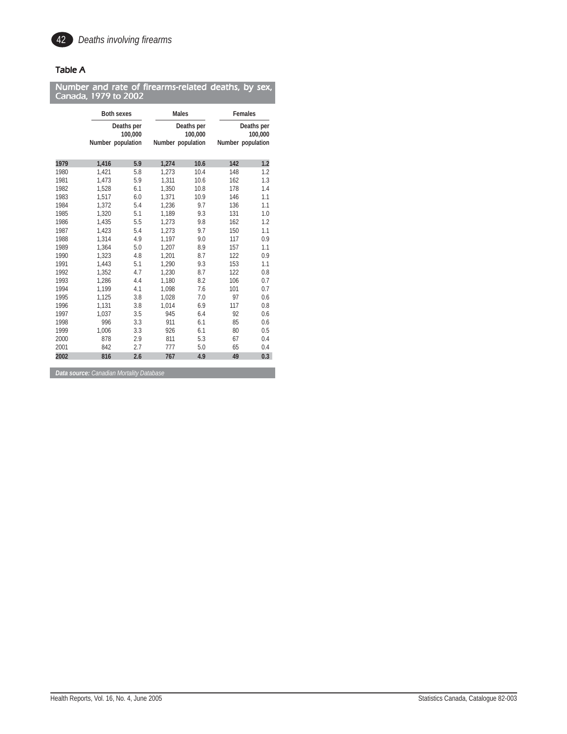### Table A

**Number and rate of firearms-related deaths, by sex, Canada, 1979 to 2002**

| | Both sexes | | Males | | Females | |
|---|---|---|---|---|---|---|
| | Number | Deaths per 100,000 population | Number | Deaths per 100,000 population | Number | Deaths per 100,000 population |
| **1979** | **1,416** | **5.9** | **1,274** | **10.6** | **142** | **1.2** |
| 1980 | 1,421 | 5.8 | 1,273 | 10.4 | 148 | 1.2 |
| 1981 | 1,473 | 5.9 | 1,311 | 10.6 | 162 | 1.3 |
| 1982 | 1,528 | 6.1 | 1,350 | 10.8 | 178 | 1.4 |
| 1983 | 1,517 | 6.0 | 1,371 | 10.9 | 146 | 1.1 |
| 1984 | 1,372 | 5.4 | 1,236 | 9.7 | 136 | 1.1 |
| 1985 | 1,320 | 5.1 | 1,189 | 9.3 | 131 | 1.0 |
| 1986 | 1,435 | 5.5 | 1,273 | 9.8 | 162 | 1.2 |
| 1987 | 1,423 | 5.4 | 1,273 | 9.7 | 150 | 1.1 |
| 1988 | 1,314 | 4.9 | 1,197 | 9.0 | 117 | 0.9 |
| 1989 | 1,364 | 5.0 | 1,207 | 8.9 | 157 | 1.1 |
| 1990 | 1,323 | 4.8 | 1,201 | 8.7 | 122 | 0.9 |
| 1991 | 1,443 | 5.1 | 1,290 | 9.3 | 153 | 1.1 |
| 1992 | 1,352 | 4.7 | 1,230 | 8.7 | 122 | 0.8 |
| 1993 | 1,286 | 4.4 | 1,180 | 8.2 | 106 | 0.7 |
| 1994 | 1,199 | 4.1 | 1,098 | 7.6 | 101 | 0.7 |
| 1995 | 1,125 | 3.8 | 1,028 | 7.0 | 97 | 0.6 |
| 1996 | 1,131 | 3.8 | 1,014 | 6.9 | 117 | 0.8 |
| 1997 | 1,037 | 3.5 | 945 | 6.4 | 92 | 0.6 |
| 1998 | 996 | 3.3 | 911 | 6.1 | 85 | 0.6 |
| 1999 | 1,006 | 3.3 | 926 | 6.1 | 80 | 0.5 |
| 2000 | 878 | 2.9 | 811 | 5.3 | 67 | 0.4 |
| 2001 | 842 | 2.7 | 777 | 5.0 | 65 | 0.4 |
| **2002** | **816** | **2.6** | **767** | **4.9** | **49** | **0.3** |

***Data source:*** *Canadian Mortality Database*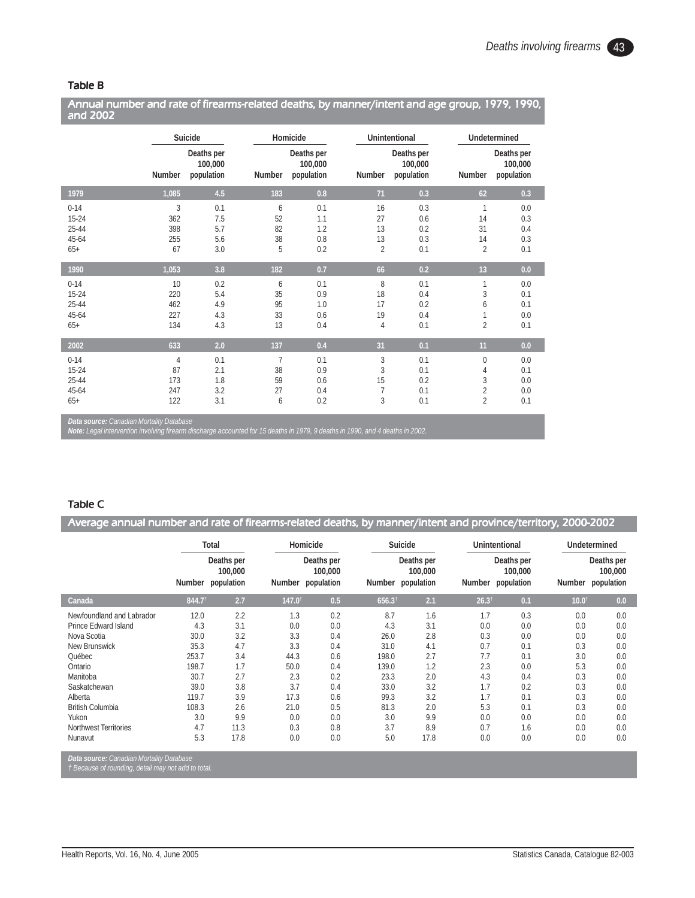### Table B

**Annual number and rate of firearms-related deaths, by manner/intent and age group, 1979, 1990, and 2002**

| | Suicide | | Homicide | | Unintentional | | Undetermined | |
|---|---|---|---|---|---|---|---|---|
| | Number | Deaths per 100,000 population | Number | Deaths per 100,000 population | Number | Deaths per 100,000 population | Number | Deaths per 100,000 population |
| **1979** | **1,085** | **4.5** | **183** | **0.8** | **71** | **0.3** | **62** | **0.3** |
| 0-14 | 3 | 0.1 | 6 | 0.1 | 16 | 0.3 | 1 | 0.0 |
| 15-24 | 362 | 7.5 | 52 | 1.1 | 27 | 0.6 | 14 | 0.3 |
| 25-44 | 398 | 5.7 | 82 | 1.2 | 13 | 0.2 | 31 | 0.4 |
| 45-64 | 255 | 5.6 | 38 | 0.8 | 13 | 0.3 | 14 | 0.3 |
| 65+ | 67 | 3.0 | 5 | 0.2 | 2 | 0.1 | 2 | 0.1 |
| **1990** | **1,053** | **3.8** | **182** | **0.7** | **66** | **0.2** | **13** | **0.0** |
| 0-14 | 10 | 0.2 | 6 | 0.1 | 8 | 0.1 | 1 | 0.0 |
| 15-24 | 220 | 5.4 | 35 | 0.9 | 18 | 0.4 | 3 | 0.1 |
| 25-44 | 462 | 4.9 | 95 | 1.0 | 17 | 0.2 | 6 | 0.1 |
| 45-64 | 227 | 4.3 | 33 | 0.6 | 19 | 0.4 | 1 | 0.0 |
| 65+ | 134 | 4.3 | 13 | 0.4 | 4 | 0.1 | 2 | 0.1 |
| **2002** | **633** | **2.0** | **137** | **0.4** | **31** | **0.1** | **11** | **0.0** |
| 0-14 | 4 | 0.1 | 7 | 0.1 | 3 | 0.1 | 0 | 0.0 |
| 15-24 | 87 | 2.1 | 38 | 0.9 | 3 | 0.1 | 4 | 0.1 |
| 25-44 | 173 | 1.8 | 59 | 0.6 | 15 | 0.2 | 3 | 0.0 |
| 45-64 | 247 | 3.2 | 27 | 0.4 | 7 | 0.1 | 2 | 0.0 |
| 65+ | 122 | 3.1 | 6 | 0.2 | 3 | 0.1 | 2 | 0.1 |

***Data source:*** *Canadian Mortality Database*
***Note:*** *Legal intervention involving firearm discharge accounted for 15 deaths in 1979, 9 deaths in 1990, and 4 deaths in 2002.*

### Table C

**Average annual number and rate of firearms-related deaths, by manner/intent and province/territory, 2000-2002**

| | Total | | Homicide | | Suicide | | Unintentional | | Undetermined | |
|---|---|---|---|---|---|---|---|---|---|---|
| | Number | Deaths per 100,000 population | Number | Deaths per 100,000 population | Number | Deaths per 100,000 population | Number | Deaths per 100,000 population | Number | Deaths per 100,000 population |
| **Canada** | **844.7†** | **2.7** | **147.0†** | **0.5** | **656.3†** | **2.1** | **26.3†** | **0.1** | **10.0†** | **0.0** |
| Newfoundland and Labrador | 12.0 | 2.2 | 1.3 | 0.2 | 8.7 | 1.6 | 1.7 | 0.3 | 0.0 | 0.0 |
| Prince Edward Island | 4.3 | 3.1 | 0.0 | 0.0 | 4.3 | 3.1 | 0.0 | 0.0 | 0.0 | 0.0 |
| Nova Scotia | 30.0 | 3.2 | 3.3 | 0.4 | 26.0 | 2.8 | 0.3 | 0.0 | 0.0 | 0.0 |
| New Brunswick | 35.3 | 4.7 | 3.3 | 0.4 | 31.0 | 4.1 | 0.7 | 0.1 | 0.3 | 0.0 |
| Québec | 253.7 | 3.4 | 44.3 | 0.6 | 198.0 | 2.7 | 7.7 | 0.1 | 3.0 | 0.0 |
| Ontario | 198.7 | 1.7 | 50.0 | 0.4 | 139.0 | 1.2 | 2.3 | 0.0 | 5.3 | 0.0 |
| Manitoba | 30.7 | 2.7 | 2.3 | 0.2 | 23.3 | 2.0 | 4.3 | 0.4 | 0.3 | 0.0 |
| Saskatchewan | 39.0 | 3.8 | 3.7 | 0.4 | 33.0 | 3.2 | 1.7 | 0.2 | 0.3 | 0.0 |
| Alberta | 119.7 | 3.9 | 17.3 | 0.6 | 99.3 | 3.2 | 1.7 | 0.1 | 0.3 | 0.0 |
| British Columbia | 108.3 | 2.6 | 21.0 | 0.5 | 81.3 | 2.0 | 5.3 | 0.1 | 0.3 | 0.0 |
| Yukon | 3.0 | 9.9 | 0.0 | 0.0 | 3.0 | 9.9 | 0.0 | 0.0 | 0.0 | 0.0 |
| Northwest Territories | 4.7 | 11.3 | 0.3 | 0.8 | 3.7 | 8.9 | 0.7 | 1.6 | 0.0 | 0.0 |
| Nunavut | 5.3 | 17.8 | 0.0 | 0.0 | 5.0 | 17.8 | 0.0 | 0.0 | 0.0 | 0.0 |

***Data source:*** *Canadian Mortality Database*
*† Because of rounding, detail may not add to total.*